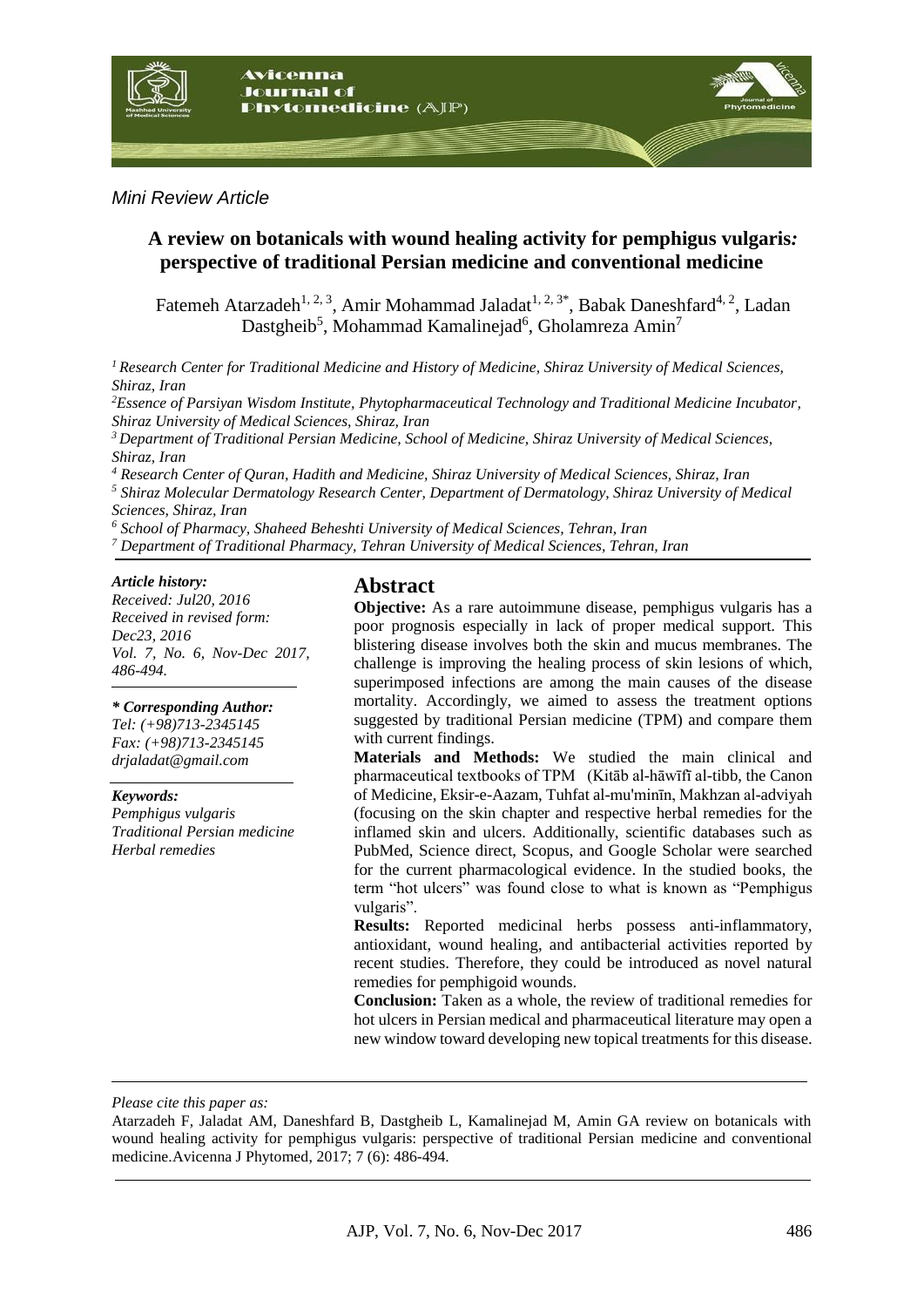*Mini Review Article*

# A review on botanicals with wound healing activity for pemphigus vulgaris*:* perspective of traditional Persian medicine and conventional medicine

Fatemeh Atarzadeh[1, 2, 3], Amir Mohammad Jaladat[1, 2, 3*], Babak Daneshfard[4, 2], Ladan Dastgheib[5], Mohammad Kamalinejad[6], Gholamreza Amin[7]

*[1] Research Center for Traditional Medicine and History of Medicine, Shiraz University of Medical Sciences, Shiraz, Iran*

*[2] Essence of Parsiyan Wisdom Institute, Phytopharmaceutical Technology and Traditional Medicine Incubator, Shiraz University of Medical Sciences, Shiraz, Iran*

*[3] Department of Traditional Persian Medicine, School of Medicine, Shiraz University of Medical Sciences, Shiraz, Iran*

*[4] Research Center of Quran, Hadith and Medicine, Shiraz University of Medical Sciences, Shiraz, Iran*

*[5] Shiraz Molecular Dermatology Research Center, Department of Dermatology, Shiraz University of Medical Sciences, Shiraz, Iran*

*[6] School of Pharmacy, Shaheed Beheshti University of Medical Sciences, Tehran, Iran*

*[7] Department of Traditional Pharmacy, Tehran University of Medical Sciences, Tehran, Iran*

***Article history:***
*Received: Jul20, 2016*
*Received in revised form: Dec23, 2016*
*Vol. 7, No. 6, Nov-Dec 2017, 486-494.*

***\* Corresponding Author:***
*Tel: (+98)713-2345145*
*Fax: (+98)713-2345145*
*drjaladat@gmail.com*

***Keywords:***
*Pemphigus vulgaris*
*Traditional Persian medicine*
*Herbal remedies*

## Abstract

**Objective:** As a rare autoimmune disease, pemphigus vulgaris has a poor prognosis especially in lack of proper medical support. This blistering disease involves both the skin and mucus membranes. The challenge is improving the healing process of skin lesions of which, superimposed infections are among the main causes of the disease mortality. Accordingly, we aimed to assess the treatment options suggested by traditional Persian medicine (TPM) and compare them with current findings.

**Materials and Methods:** We studied the main clinical and pharmaceutical textbooks of TPM (Kitāb al-hāwīfī al-tibb, the Canon of Medicine, Eksir-e-Aazam, Tuhfat al-mu'minīn, Makhzan al-adviyah (focusing on the skin chapter and respective herbal remedies for the inflamed skin and ulcers. Additionally, scientific databases such as PubMed, Science direct, Scopus, and Google Scholar were searched for the current pharmacological evidence. In the studied books, the term "hot ulcers" was found close to what is known as "Pemphigus vulgaris".

**Results:** Reported medicinal herbs possess anti-inflammatory, antioxidant, wound healing, and antibacterial activities reported by recent studies. Therefore, they could be introduced as novel natural remedies for pemphigoid wounds.

**Conclusion:** Taken as a whole, the review of traditional remedies for hot ulcers in Persian medical and pharmaceutical literature may open a new window toward developing new topical treatments for this disease.

*Please cite this paper as:*

Atarzadeh F, Jaladat AM, Daneshfard B, Dastgheib L, Kamalinejad M, Amin GA review on botanicals with wound healing activity for pemphigus vulgaris: perspective of traditional Persian medicine and conventional medicine.Avicenna J Phytomed, 2017; 7 (6): 486-494.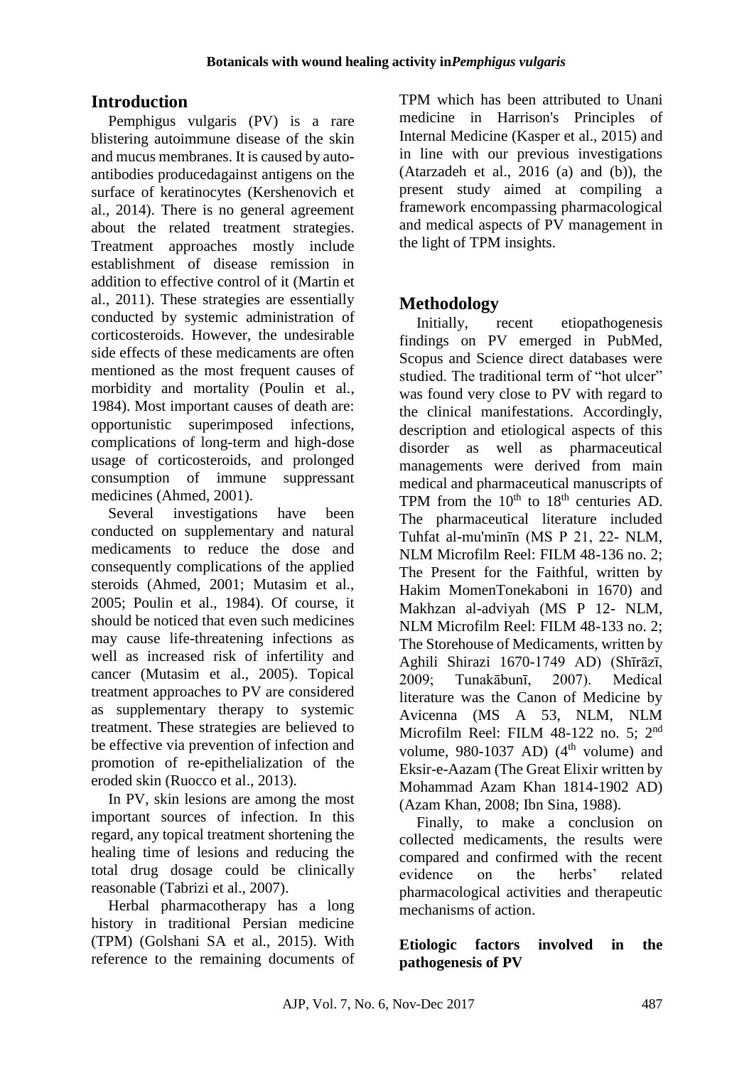## Introduction

Pemphigus vulgaris (PV) is a rare blistering autoimmune disease of the skin and mucus membranes. It is caused by auto-antibodies producedagainst antigens on the surface of keratinocytes (Kershenovich et al., 2014). There is no general agreement about the related treatment strategies. Treatment approaches mostly include establishment of disease remission in addition to effective control of it (Martin et al., 2011). These strategies are essentially conducted by systemic administration of corticosteroids. However, the undesirable side effects of these medicaments are often mentioned as the most frequent causes of morbidity and mortality (Poulin et al., 1984). Most important causes of death are: opportunistic superimposed infections, complications of long-term and high-dose usage of corticosteroids, and prolonged consumption of immune suppressant medicines (Ahmed, 2001).

Several investigations have been conducted on supplementary and natural medicaments to reduce the dose and consequently complications of the applied steroids (Ahmed, 2001; Mutasim et al., 2005; Poulin et al., 1984). Of course, it should be noticed that even such medicines may cause life-threatening infections as well as increased risk of infertility and cancer (Mutasim et al., 2005). Topical treatment approaches to PV are considered as supplementary therapy to systemic treatment. These strategies are believed to be effective via prevention of infection and promotion of re-epithelialization of the eroded skin (Ruocco et al., 2013).

In PV, skin lesions are among the most important sources of infection. In this regard, any topical treatment shortening the healing time of lesions and reducing the total drug dosage could be clinically reasonable (Tabrizi et al., 2007).

Herbal pharmacotherapy has a long history in traditional Persian medicine (TPM) (Golshani SA et al., 2015). With reference to the remaining documents of TPM which has been attributed to Unani medicine in Harrison's Principles of Internal Medicine (Kasper et al., 2015) and in line with our previous investigations (Atarzadeh et al., 2016 (a) and (b)), the present study aimed at compiling a framework encompassing pharmacological and medical aspects of PV management in the light of TPM insights.

## Methodology

Initially, recent etiopathogenesis findings on PV emerged in PubMed, Scopus and Science direct databases were studied. The traditional term of "hot ulcer" was found very close to PV with regard to the clinical manifestations. Accordingly, description and etiological aspects of this disorder as well as pharmaceutical managements were derived from main medical and pharmaceutical manuscripts of TPM from the 10th to 18th centuries AD. The pharmaceutical literature included Tuhfat al-mu'minīn (MS P 21, 22- NLM, NLM Microfilm Reel: FILM 48-136 no. 2; The Present for the Faithful, written by Hakim MomenTonekaboni in 1670) and Makhzan al-adviyah (MS P 12- NLM, NLM Microfilm Reel: FILM 48-133 no. 2; The Storehouse of Medicaments, written by Aghili Shirazi 1670-1749 AD) (Shīrāzī, 2009; Tunakābunī, 2007). Medical literature was the Canon of Medicine by Avicenna (MS A 53, NLM, NLM Microfilm Reel: FILM 48-122 no. 5; 2nd volume, 980-1037 AD) (4th volume) and Eksir-e-Aazam (The Great Elixir written by Mohammad Azam Khan 1814-1902 AD) (Azam Khan, 2008; Ibn Sina, 1988).

Finally, to make a conclusion on collected medicaments, the results were compared and confirmed with the recent evidence on the herbs' related pharmacological activities and therapeutic mechanisms of action.

### Etiologic factors involved in the pathogenesis of PV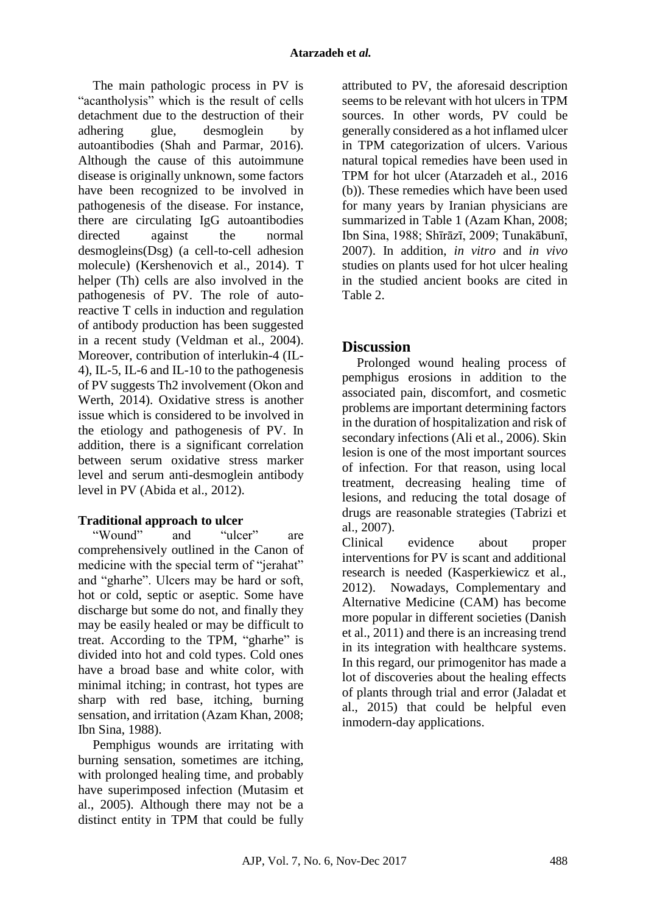The main pathologic process in PV is "acantholysis" which is the result of cells detachment due to the destruction of their adhering glue, desmoglein by autoantibodies (Shah and Parmar, 2016). Although the cause of this autoimmune disease is originally unknown, some factors have been recognized to be involved in pathogenesis of the disease. For instance, there are circulating IgG autoantibodies directed against the normal desmogleins(Dsg) (a cell-to-cell adhesion molecule) (Kershenovich et al., 2014). T helper (Th) cells are also involved in the pathogenesis of PV. The role of auto-reactive T cells in induction and regulation of antibody production has been suggested in a recent study (Veldman et al., 2004). Moreover, contribution of interlukin-4 (IL-4), IL-5, IL-6 and IL-10 to the pathogenesis of PV suggests Th2 involvement (Okon and Werth, 2014). Oxidative stress is another issue which is considered to be involved in the etiology and pathogenesis of PV. In addition, there is a significant correlation between serum oxidative stress marker level and serum anti-desmoglein antibody level in PV (Abida et al., 2012).

**Traditional approach to ulcer**

"Wound" and "ulcer" are comprehensively outlined in the Canon of medicine with the special term of "jerahat" and "gharhe". Ulcers may be hard or soft, hot or cold, septic or aseptic. Some have discharge but some do not, and finally they may be easily healed or may be difficult to treat. According to the TPM, "gharhe" is divided into hot and cold types. Cold ones have a broad base and white color, with minimal itching; in contrast, hot types are sharp with red base, itching, burning sensation, and irritation (Azam Khan, 2008; Ibn Sina, 1988).

Pemphigus wounds are irritating with burning sensation, sometimes are itching, with prolonged healing time, and probably have superimposed infection (Mutasim et al., 2005). Although there may not be a distinct entity in TPM that could be fully attributed to PV, the aforesaid description seems to be relevant with hot ulcers in TPM sources. In other words, PV could be generally considered as a hot inflamed ulcer in TPM categorization of ulcers. Various natural topical remedies have been used in TPM for hot ulcer (Atarzadeh et al., 2016 (b)). These remedies which have been used for many years by Iranian physicians are summarized in Table 1 (Azam Khan, 2008; Ibn Sina, 1988; Shīrāzī, 2009; Tunakābunī, 2007). In addition, *in vitro* and *in vivo* studies on plants used for hot ulcer healing in the studied ancient books are cited in Table 2.

## Discussion

Prolonged wound healing process of pemphigus erosions in addition to the associated pain, discomfort, and cosmetic problems are important determining factors in the duration of hospitalization and risk of secondary infections (Ali et al., 2006). Skin lesion is one of the most important sources of infection. For that reason, using local treatment, decreasing healing time of lesions, and reducing the total dosage of drugs are reasonable strategies (Tabrizi et al., 2007).

Clinical evidence about proper interventions for PV is scant and additional research is needed (Kasperkiewicz et al., 2012). Nowadays, Complementary and Alternative Medicine (CAM) has become more popular in different societies (Danish et al., 2011) and there is an increasing trend in its integration with healthcare systems. In this regard, our primogenitor has made a lot of discoveries about the healing effects of plants through trial and error (Jaladat et al., 2015) that could be helpful even inmodern-day applications.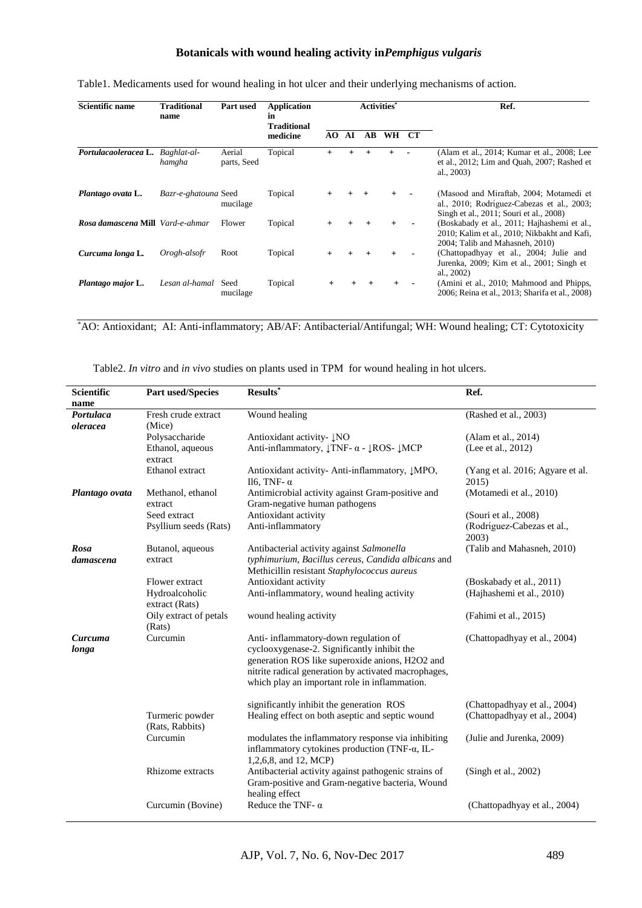Table1. Medicaments used for wound healing in hot ulcer and their underlying mechanisms of action.

| Scientific name | Traditional name | Part used | Application in Traditional medicine | Activities* | | | | | Ref. |
|---|---|---|---|---|---|---|---|---|---|
| | | | | AO | AI | AB | WH | CT | |
| ***Portulacaoleracea* L.** | *Baghlat-al-hamgha* | Aerial parts, Seed | Topical | + | + | + | + | - | (Alam et al., 2014; Kumar et al., 2008; Lee et al., 2012; Lim and Quah, 2007; Rashed et al., 2003) |
| ***Plantago ovata* L.** | *Bazr-e-ghatouna* | Seed mucilage | Topical | + | + | + | + | - | (Masood and Miraftab, 2004; Motamedi et al., 2010; Rodríguez-Cabezas et al., 2003; Singh et al., 2011; Souri et al., 2008) |
| ***Rosa damascena* Mill** | *Vard-e-ahmar* | Flower | Topical | + | + | + | + | - | (Boskabady et al., 2011; Hajhashemi et al., 2010; Kalim et al., 2010; Nikbakht and Kafi, 2004; Talib and Mahasneh, 2010) |
| ***Curcuma longa* L.** | *Orogh-alsofr* | Root | Topical | + | + | + | + | - | (Chattopadhyay et al., 2004; Julie and Jurenka, 2009; Kim et al., 2001; Singh et al., 2002) |
| ***Plantago major* L.** | *Lesan al-hamal* | Seed mucilage | Topical | + | + | + | + | - | (Amini et al., 2010; Mahmood and Phipps, 2006; Reina et al., 2013; Sharifa et al., 2008) |

*AO: Antioxidant; AI: Anti-inflammatory; AB/AF: Antibacterial/Antifungal; WH: Wound healing; CT: Cytotoxicity

Table2. *In vitro* and *in vivo* studies on plants used in TPM for wound healing in hot ulcers.

| Scientific name | Part used/Species | Results* | Ref. |
|---|---|---|---|
| ***Portulaca oleracea*** | Fresh crude extract (Mice) | Wound healing | (Rashed et al., 2003) |
| | Polysaccharide | Antioxidant activity- ↓NO | (Alam et al., 2014) |
| | Ethanol, aqueous extract | Anti-inflammatory, ↓TNF- α - ↓ROS- ↓MCP | (Lee et al., 2012) |
| | Ethanol extract | Antioxidant activity- Anti-inflammatory, ↓MPO, Il6, TNF- α | (Yang et al. 2016; Agyare et al. 2015) |
| ***Plantago ovata*** | Methanol, ethanol extract | Antimicrobial activity against Gram-positive and Gram-negative human pathogens | (Motamedi et al., 2010) |
| | Seed extract | Antioxidant activity | (Souri et al., 2008) |
| | Psyllium seeds (Rats) | Anti-inflammatory | (Rodríguez-Cabezas et al., 2003) |
| ***Rosa damascena*** | Butanol, aqueous extract | Antibacterial activity against *Salmonella typhimurium*, *Bacillus cereus*, *Candida albicans* and Methicillin resistant *Staphylococcus aureus* | (Talib and Mahasneh, 2010) |
| | Flower extract | Antioxidant activity | (Boskabady et al., 2011) |
| | Hydroalcoholic extract (Rats) | Anti-inflammatory, wound healing activity | (Hajhashemi et al., 2010) |
| | Oily extract of petals (Rats) | wound healing activity | (Fahimi et al., 2015) |
| ***Curcuma longa*** | Curcumin | Anti- inflammatory-down regulation of cyclooxygenase-2. Significantly inhibit the generation ROS like superoxide anions, H2O2 and nitrite radical generation by activated macrophages, which play an important role in inflammation. | (Chattopadhyay et al., 2004) |
| | | significantly inhibit the generation ROS | (Chattopadhyay et al., 2004) |
| | Turmeric powder (Rats, Rabbits) | Healing effect on both aseptic and septic wound | (Chattopadhyay et al., 2004) |
| | Curcumin | modulates the inflammatory response via inhibiting inflammatory cytokines production (TNF-α, IL-1,2,6,8, and 12, MCP) | (Julie and Jurenka, 2009) |
| | Rhizome extracts | Antibacterial activity against pathogenic strains of Gram-positive and Gram-negative bacteria, Wound healing effect | (Singh et al., 2002) |
| | Curcumin (Bovine) | Reduce the TNF- α | (Chattopadhyay et al., 2004) |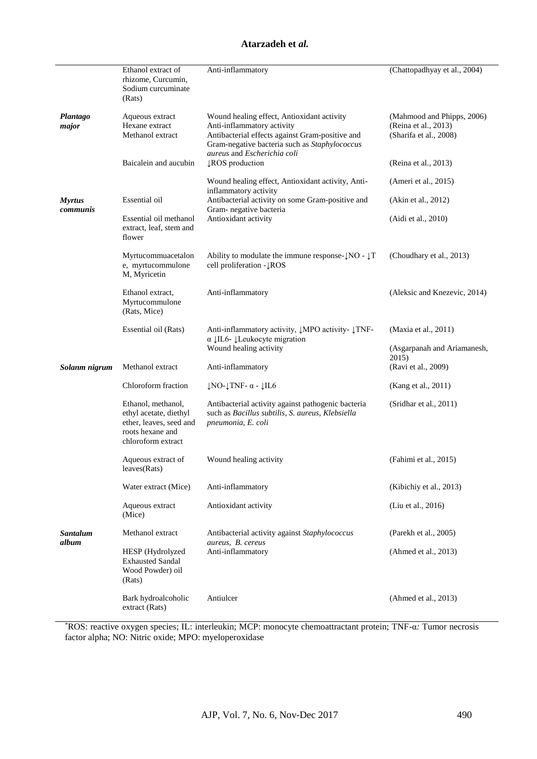| | | | |
|---|---|---|---|
| | Ethanol extract of rhizome, Curcumin, Sodium curcuminate (Rats) | Anti-inflammatory | (Chattopadhyay et al., 2004) |
| ***Plantago major*** | Aqueous extract<br>Hexane extract<br>Methanol extract | Wound healing effect, Antioxidant activity<br>Anti-inflammatory activity<br>Antibacterial effects against Gram-positive and Gram-negative bacteria such as *Staphylococcus aureus* and *Escherichia coli* | (Mahmood and Phipps, 2006)<br>(Reina et al., 2013)<br>(Sharifa et al., 2008) |
| | Baicalein and aucubin | ↓ROS production | (Reina et al., 2013) |
| ***Myrtus communis*** | | Wound healing effect, Antioxidant activity, Anti-inflammatory activity | (Ameri et al., 2015) |
| | Essential oil | Antibacterial activity on some Gram-positive and Gram- negative bacteria | (Akin et al., 2012) |
| | Essential oil methanol extract, leaf, stem and flower | Antioxidant activity | (Aidi et al., 2010) |
| | Myrtucommuacetalone, myrtucommulone M, Myricetin | Ability to modulate the immune response-↓NO - ↓T cell proliferation -↓ROS | (Choudhary et al., 2013) |
| | Ethanol extract, Myrtucommulone (Rats, Mice) | Anti-inflammatory | (Aleksic and Knezevic, 2014) |
| | Essential oil (Rats) | Anti-inflammatory activity, ↓MPO activity- ↓TNF-α ↓IL6- ↓Leukocyte migration | (Maxia et al., 2011) |
| | | Wound healing activity | (Asgarpanah and Ariamanesh, 2015) |
| ***Solanm nigrum*** | Methanol extract | Anti-inflammatory | (Ravi et al., 2009) |
| | Chloroform fraction | ↓NO-↓TNF- α - ↓IL6 | (Kang et al., 2011) |
| | Ethanol, methanol, ethyl acetate, diethyl ether, leaves, seed and roots hexane and chloroform extract | Antibacterial activity against pathogenic bacteria such as *Bacillus subtilis*, *S. aureus*, *Klebsiella pneumonia*, *E. coli* | (Sridhar et al., 2011) |
| | Aqueous extract of leaves(Rats) | Wound healing activity | (Fahimi et al., 2015) |
| | Water extract (Mice) | Anti-inflammatory | (Kibichiy et al., 2013) |
| | Aqueous extract (Mice) | Antioxidant activity | (Liu et al., 2016) |
| ***Santalum album*** | Methanol extract | Antibacterial activity against *Staphylococcus aureus*, *B. cereus* | (Parekh et al., 2005) |
| | HESP (Hydrolyzed Exhausted Sandal Wood Powder) oil (Rats) | Anti-inflammatory | (Ahmed et al., 2013) |
| | Bark hydroalcoholic extract (Rats) | Antiulcer | (Ahmed et al., 2013) |

*ROS: reactive oxygen species; IL: interleukin; MCP: monocyte chemoattractant protein; TNF-α: Tumor necrosis factor alpha; NO: Nitric oxide; MPO: myeloperoxidase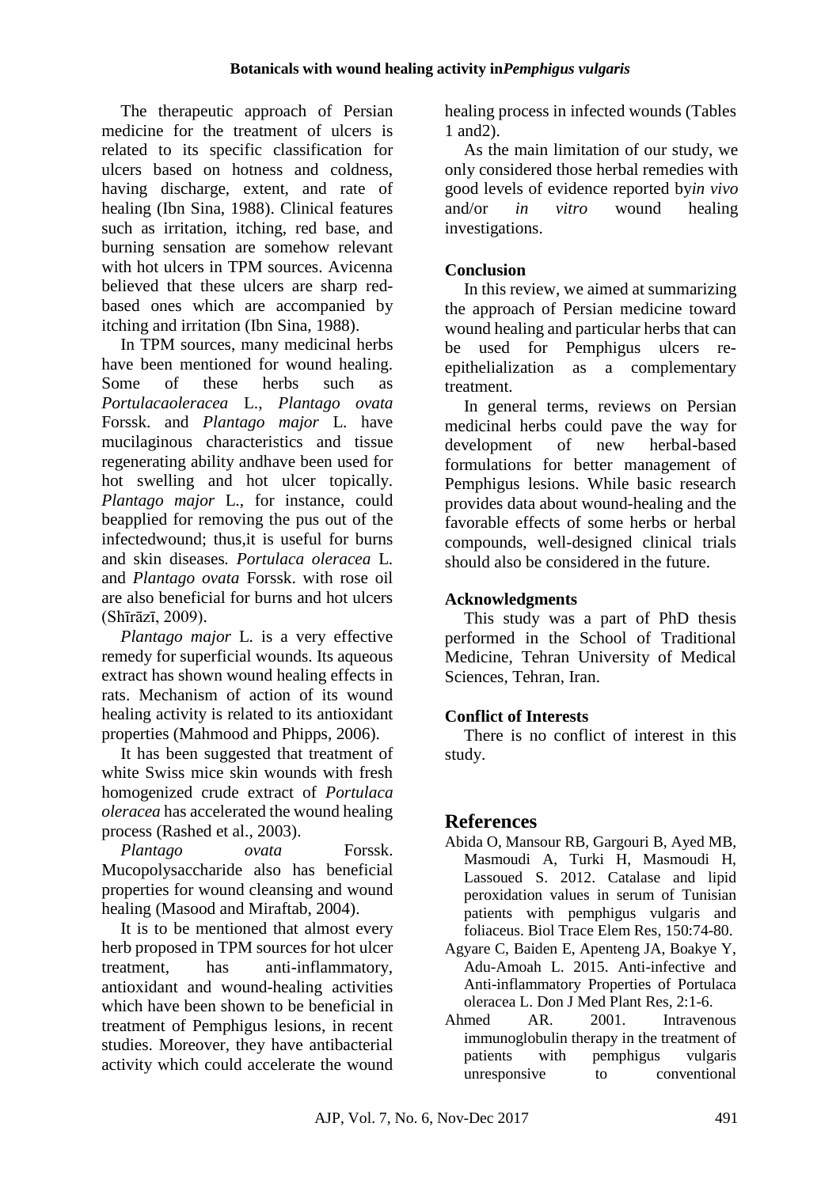The therapeutic approach of Persian medicine for the treatment of ulcers is related to its specific classification for ulcers based on hotness and coldness, having discharge, extent, and rate of healing (Ibn Sina, 1988). Clinical features such as irritation, itching, red base, and burning sensation are somehow relevant with hot ulcers in TPM sources. Avicenna believed that these ulcers are sharp red-based ones which are accompanied by itching and irritation (Ibn Sina, 1988).

In TPM sources, many medicinal herbs have been mentioned for wound healing. Some of these herbs such as *Portulacaoleracea* L., *Plantago ovata* Forssk. and *Plantago major* L. have mucilaginous characteristics and tissue regenerating ability andhave been used for hot swelling and hot ulcer topically. *Plantago major* L., for instance, could beapplied for removing the pus out of the infectedwound; thus,it is useful for burns and skin diseases*. Portulaca oleracea* L. and *Plantago ovata* Forssk. with rose oil are also beneficial for burns and hot ulcers (Shīrāzī, 2009).

*Plantago major* L. is a very effective remedy for superficial wounds. Its aqueous extract has shown wound healing effects in rats. Mechanism of action of its wound healing activity is related to its antioxidant properties (Mahmood and Phipps, 2006).

It has been suggested that treatment of white Swiss mice skin wounds with fresh homogenized crude extract of *Portulaca oleracea* has accelerated the wound healing process (Rashed et al., 2003).

*Plantago ovata* Forssk. Mucopolysaccharide also has beneficial properties for wound cleansing and wound healing (Masood and Miraftab, 2004).

It is to be mentioned that almost every herb proposed in TPM sources for hot ulcer treatment, has anti-inflammatory, antioxidant and wound-healing activities which have been shown to be beneficial in treatment of Pemphigus lesions, in recent studies. Moreover, they have antibacterial activity which could accelerate the wound healing process in infected wounds (Tables 1 and2).

As the main limitation of our study, we only considered those herbal remedies with good levels of evidence reported by*in vivo* and/or *in vitro* wound healing investigations.

## Conclusion

In this review, we aimed at summarizing the approach of Persian medicine toward wound healing and particular herbs that can be used for Pemphigus ulcers re-epithelialization as a complementary treatment.

In general terms, reviews on Persian medicinal herbs could pave the way for development of new herbal-based formulations for better management of Pemphigus lesions. While basic research provides data about wound-healing and the favorable effects of some herbs or herbal compounds, well-designed clinical trials should also be considered in the future.

## Acknowledgments

This study was a part of PhD thesis performed in the School of Traditional Medicine, Tehran University of Medical Sciences, Tehran, Iran.

## Conflict of Interests

There is no conflict of interest in this study.

# References

Abida O, Mansour RB, Gargouri B, Ayed MB, Masmoudi A, Turki H, Masmoudi H, Lassoued S. 2012. Catalase and lipid peroxidation values in serum of Tunisian patients with pemphigus vulgaris and foliaceus. Biol Trace Elem Res, 150:74-80.

Agyare C, Baiden E, Apenteng JA, Boakye Y, Adu-Amoah L. 2015. Anti-infective and Anti-inflammatory Properties of Portulaca oleracea L. Don J Med Plant Res, 2:1-6.

Ahmed AR. 2001. Intravenous immunoglobulin therapy in the treatment of patients with pemphigus vulgaris unresponsive to conventional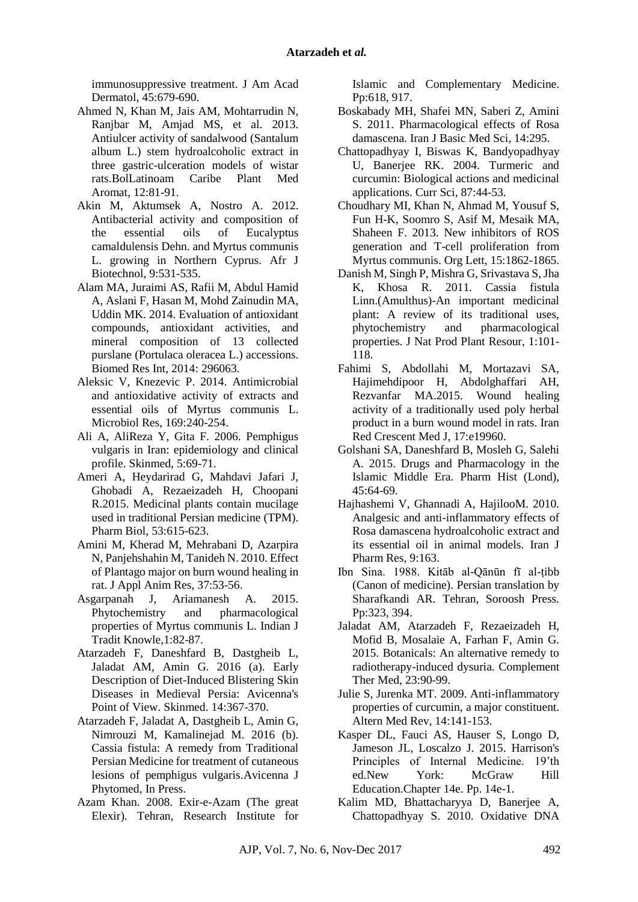immunosuppressive treatment. J Am Acad Dermatol, 45:679-690.

Ahmed N, Khan M, Jais AM, Mohtarrudin N, Ranjbar M, Amjad MS, et al. 2013. Antiulcer activity of sandalwood (Santalum album L.) stem hydroalcoholic extract in three gastric-ulceration models of wistar rats.BolLatinoam Caribe Plant Med Aromat, 12:81-91.

Akin M, Aktumsek A, Nostro A. 2012. Antibacterial activity and composition of the essential oils of Eucalyptus camaldulensis Dehn. and Myrtus communis L. growing in Northern Cyprus. Afr J Biotechnol, 9:531-535.

Alam MA, Juraimi AS, Rafii M, Abdul Hamid A, Aslani F, Hasan M, Mohd Zainudin MA, Uddin MK. 2014. Evaluation of antioxidant compounds, antioxidant activities, and mineral composition of 13 collected purslane (Portulaca oleracea L.) accessions. Biomed Res Int, 2014: 296063.

Aleksic V, Knezevic P. 2014. Antimicrobial and antioxidative activity of extracts and essential oils of Myrtus communis L. Microbiol Res, 169:240-254.

Ali A, AliReza Y, Gita F. 2006. Pemphigus vulgaris in Iran: epidemiology and clinical profile. Skinmed, 5:69-71.

Ameri A, Heydarirad G, Mahdavi Jafari J, Ghobadi A, Rezaeizadeh H, Choopani R.2015. Medicinal plants contain mucilage used in traditional Persian medicine (TPM). Pharm Biol, 53:615-623.

Amini M, Kherad M, Mehrabani D, Azarpira N, Panjehshahin M, Tanideh N. 2010. Effect of Plantago major on burn wound healing in rat. J Appl Anim Res, 37:53-56.

Asgarpanah J, Ariamanesh A. 2015. Phytochemistry and pharmacological properties of Myrtus communis L. Indian J Tradit Knowle,1:82-87.

Atarzadeh F, Daneshfard B, Dastgheib L, Jaladat AM, Amin G. 2016 (a). Early Description of Diet-Induced Blistering Skin Diseases in Medieval Persia: Avicenna's Point of View. Skinmed. 14:367-370.

Atarzadeh F, Jaladat A, Dastgheib L, Amin G, Nimrouzi M, Kamalinejad M. 2016 (b). Cassia fistula: A remedy from Traditional Persian Medicine for treatment of cutaneous lesions of pemphigus vulgaris.Avicenna J Phytomed, In Press.

Azam Khan. 2008. Exir-e-Azam (The great Elexir). Tehran, Research Institute for Islamic and Complementary Medicine. Pp:618, 917.

Boskabady MH, Shafei MN, Saberi Z, Amini S. 2011. Pharmacological effects of Rosa damascena. Iran J Basic Med Sci, 14:295.

Chattopadhyay I, Biswas K, Bandyopadhyay U, Banerjee RK. 2004. Turmeric and curcumin: Biological actions and medicinal applications. Curr Sci, 87:44-53.

Choudhary MI, Khan N, Ahmad M, Yousuf S, Fun H-K, Soomro S, Asif M, Mesaik MA, Shaheen F. 2013. New inhibitors of ROS generation and T-cell proliferation from Myrtus communis. Org Lett, 15:1862-1865.

Danish M, Singh P, Mishra G, Srivastava S, Jha K, Khosa R. 2011. Cassia fistula Linn.(Amulthus)-An important medicinal plant: A review of its traditional uses, phytochemistry and pharmacological properties. J Nat Prod Plant Resour, 1:101-118.

Fahimi S, Abdollahi M, Mortazavi SA, Hajimehdipoor H, Abdolghaffari AH, Rezvanfar MA.2015. Wound healing activity of a traditionally used poly herbal product in a burn wound model in rats. Iran Red Crescent Med J, 17:e19960.

Golshani SA, Daneshfard B, Mosleh G, Salehi A. 2015. Drugs and Pharmacology in the Islamic Middle Era. Pharm Hist (Lond), 45:64-69.

Hajhashemi V, Ghannadi A, HajilooM. 2010. Analgesic and anti-inflammatory effects of Rosa damascena hydroalcoholic extract and its essential oil in animal models. Iran J Pharm Res, 9:163.

Ibn Sina. 1988. Kitāb al-Qānūn fī al-ṭibb (Canon of medicine). Persian translation by Sharafkandi AR. Tehran, Soroosh Press. Pp:323, 394.

Jaladat AM, Atarzadeh F, Rezaeizadeh H, Mofid B, Mosalaie A, Farhan F, Amin G. 2015. Botanicals: An alternative remedy to radiotherapy-induced dysuria. Complement Ther Med, 23:90-99.

Julie S, Jurenka MT. 2009. Anti-inflammatory properties of curcumin, a major constituent. Altern Med Rev, 14:141-153.

Kasper DL, Fauci AS, Hauser S, Longo D, Jameson JL, Loscalzo J. 2015. Harrison's Principles of Internal Medicine. 19'th ed.New York: McGraw Hill Education.Chapter 14e. Pp. 14e-1.

Kalim MD, Bhattacharyya D, Banerjee A, Chattopadhyay S. 2010. Oxidative DNA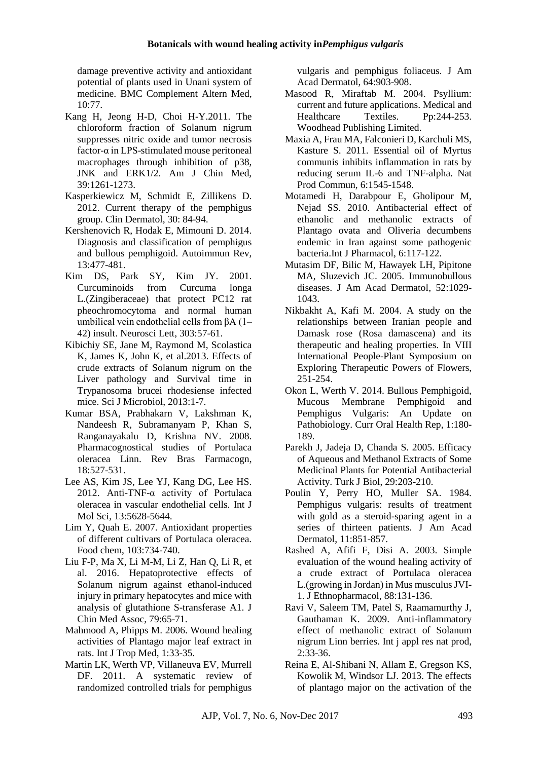damage preventive activity and antioxidant potential of plants used in Unani system of medicine. BMC Complement Altern Med, 10:77.

Kang H, Jeong H-D, Choi H-Y.2011. The chloroform fraction of Solanum nigrum suppresses nitric oxide and tumor necrosis factor-α in LPS-stimulated mouse peritoneal macrophages through inhibition of p38, JNK and ERK1/2. Am J Chin Med, 39:1261-1273.

Kasperkiewicz M, Schmidt E, Zillikens D. 2012. Current therapy of the pemphigus group. Clin Dermatol, 30: 84-94.

Kershenovich R, Hodak E, Mimouni D. 2014. Diagnosis and classification of pemphigus and bullous pemphigoid. Autoimmun Rev, 13:477-481.

Kim DS, Park SY, Kim JY. 2001. Curcuminoids from Curcuma longa L.(Zingiberaceae) that protect PC12 rat pheochromocytoma and normal human umbilical vein endothelial cells from βA (1–42) insult. Neurosci Lett, 303:57-61.

Kibichiy SE, Jane M, Raymond M, Scolastica K, James K, John K, et al.2013. Effects of crude extracts of Solanum nigrum on the Liver pathology and Survival time in Trypanosoma brucei rhodesiense infected mice. Sci J Microbiol, 2013:1-7.

Kumar BSA, Prabhakarn V, Lakshman K, Nandeesh R, Subramanyam P, Khan S, Ranganayakalu D, Krishna NV. 2008. Pharmacognostical studies of Portulaca oleracea Linn. Rev Bras Farmacogn, 18:527-531.

Lee AS, Kim JS, Lee YJ, Kang DG, Lee HS. 2012. Anti-TNF-α activity of Portulaca oleracea in vascular endothelial cells. Int J Mol Sci, 13:5628-5644.

Lim Y, Quah E. 2007. Antioxidant properties of different cultivars of Portulaca oleracea. Food chem, 103:734-740.

Liu F-P, Ma X, Li M-M, Li Z, Han Q, Li R, et al. 2016. Hepatoprotective effects of Solanum nigrum against ethanol-induced injury in primary hepatocytes and mice with analysis of glutathione S-transferase A1. J Chin Med Assoc, 79:65-71.

Mahmood A, Phipps M. 2006. Wound healing activities of Plantago major leaf extract in rats. Int J Trop Med, 1:33-35.

Martin LK, Werth VP, Villaneuva EV, Murrell DF. 2011. A systematic review of randomized controlled trials for pemphigus vulgaris and pemphigus foliaceus. J Am Acad Dermatol, 64:903-908.

Masood R, Miraftab M. 2004. Psyllium: current and future applications. Medical and Healthcare Textiles. Pp:244-253. Woodhead Publishing Limited.

Maxia A, Frau MA, Falconieri D, Karchuli MS, Kasture S. 2011. Essential oil of Myrtus communis inhibits inflammation in rats by reducing serum IL-6 and TNF-alpha. Nat Prod Commun, 6:1545-1548.

Motamedi H, Darabpour E, Gholipour M, Nejad SS. 2010. Antibacterial effect of ethanolic and methanolic extracts of Plantago ovata and Oliveria decumbens endemic in Iran against some pathogenic bacteria.Int J Pharmacol, 6:117-122.

Mutasim DF, Bilic M, Hawayek LH, Pipitone MA, Sluzevich JC. 2005. Immunobullous diseases. J Am Acad Dermatol, 52:1029-1043.

Nikbakht A, Kafi M. 2004. A study on the relationships between Iranian people and Damask rose (Rosa damascena) and its therapeutic and healing properties. In VIII International People-Plant Symposium on Exploring Therapeutic Powers of Flowers, 251-254.

Okon L, Werth V. 2014. Bullous Pemphigoid, Mucous Membrane Pemphigoid and Pemphigus Vulgaris: An Update on Pathobiology. Curr Oral Health Rep, 1:180-189.

Parekh J, Jadeja D, Chanda S. 2005. Efficacy of Aqueous and Methanol Extracts of Some Medicinal Plants for Potential Antibacterial Activity. Turk J Biol, 29:203-210.

Poulin Y, Perry HO, Muller SA. 1984. Pemphigus vulgaris: results of treatment with gold as a steroid-sparing agent in a series of thirteen patients. J Am Acad Dermatol, 11:851-857.

Rashed A, Afifi F, Disi A. 2003. Simple evaluation of the wound healing activity of a crude extract of Portulaca oleracea L.(growing in Jordan) in Mus musculus JVI-1. J Ethnopharmacol, 88:131-136.

Ravi V, Saleem TM, Patel S, Raamamurthy J, Gauthaman K. 2009. Anti-inflammatory effect of methanolic extract of Solanum nigrum Linn berries. Int j appl res nat prod, 2:33-36.

Reina E, Al-Shibani N, Allam E, Gregson KS, Kowolik M, Windsor LJ. 2013. The effects of plantago major on the activation of the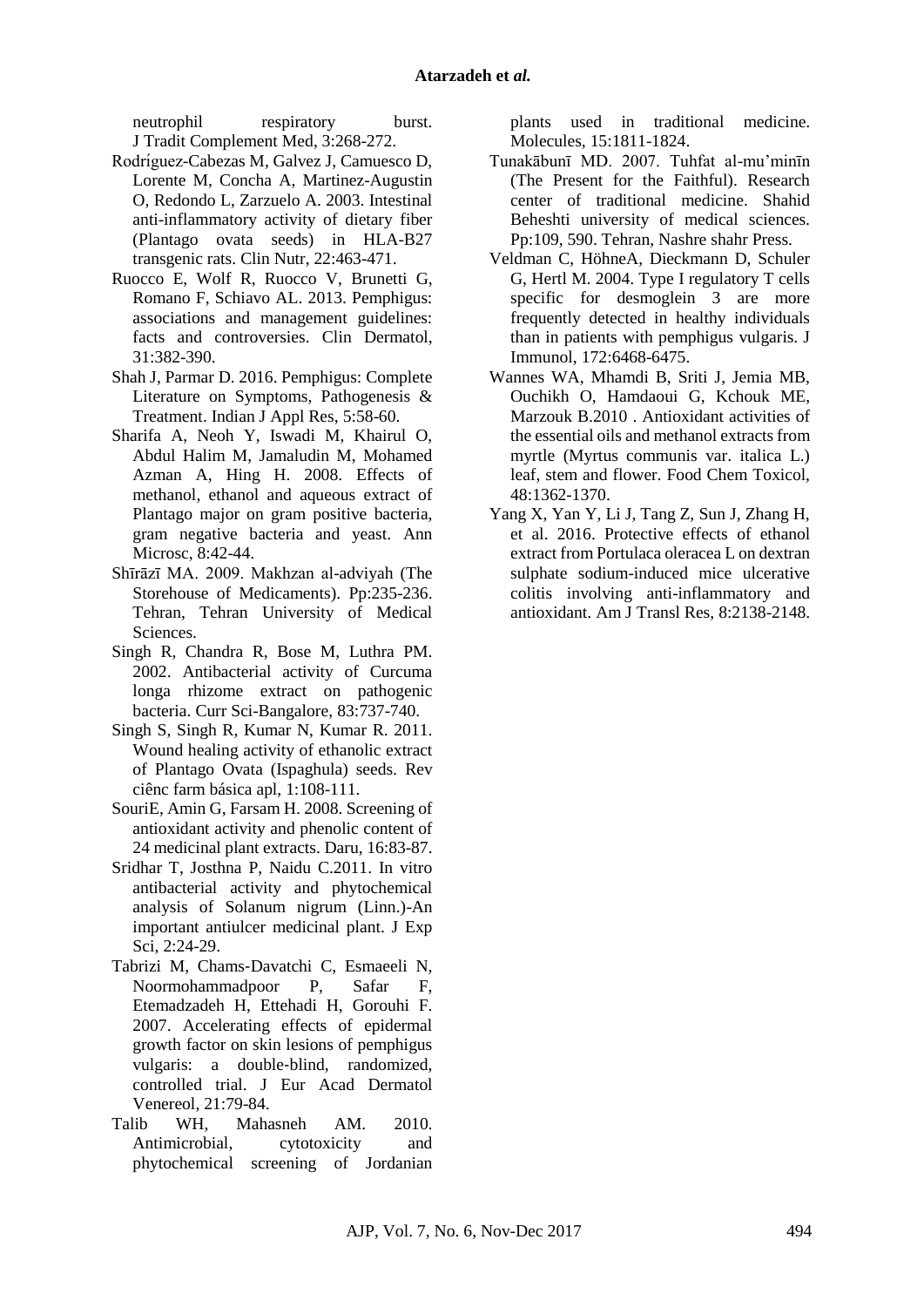neutrophil respiratory burst. J Tradit Complement Med, 3:268-272.

Rodríguez-Cabezas M, Galvez J, Camuesco D, Lorente M, Concha A, Martinez-Augustin O, Redondo L, Zarzuelo A. 2003. Intestinal anti-inflammatory activity of dietary fiber (Plantago ovata seeds) in HLA-B27 transgenic rats. Clin Nutr, 22:463-471.

Ruocco E, Wolf R, Ruocco V, Brunetti G, Romano F, Schiavo AL. 2013. Pemphigus: associations and management guidelines: facts and controversies. Clin Dermatol, 31:382-390.

Shah J, Parmar D. 2016. Pemphigus: Complete Literature on Symptoms, Pathogenesis & Treatment. Indian J Appl Res, 5:58-60.

Sharifa A, Neoh Y, Iswadi M, Khairul O, Abdul Halim M, Jamaludin M, Mohamed Azman A, Hing H. 2008. Effects of methanol, ethanol and aqueous extract of Plantago major on gram positive bacteria, gram negative bacteria and yeast. Ann Microsc, 8:42-44.

Shīrāzī MA. 2009. Makhzan al-adviyah (The Storehouse of Medicaments). Pp:235-236. Tehran, Tehran University of Medical Sciences.

Singh R, Chandra R, Bose M, Luthra PM. 2002. Antibacterial activity of Curcuma longa rhizome extract on pathogenic bacteria. Curr Sci-Bangalore, 83:737-740.

Singh S, Singh R, Kumar N, Kumar R. 2011. Wound healing activity of ethanolic extract of Plantago Ovata (Ispaghula) seeds. Rev ciênc farm básica apl, 1:108-111.

SouriE, Amin G, Farsam H. 2008. Screening of antioxidant activity and phenolic content of 24 medicinal plant extracts. Daru, 16:83-87.

Sridhar T, Josthna P, Naidu C.2011. In vitro antibacterial activity and phytochemical analysis of Solanum nigrum (Linn.)-An important antiulcer medicinal plant. J Exp Sci, 2:24-29.

Tabrizi M, Chams-Davatchi C, Esmaeeli N, Noormohammadpoor P, Safar F, Etemadzadeh H, Ettehadi H, Gorouhi F. 2007. Accelerating effects of epidermal growth factor on skin lesions of pemphigus vulgaris: a double-blind, randomized, controlled trial. J Eur Acad Dermatol Venereol, 21:79-84.

Talib WH, Mahasneh AM. 2010. Antimicrobial, cytotoxicity and phytochemical screening of Jordanian plants used in traditional medicine. Molecules, 15:1811-1824.

Tunakābunī MD. 2007. Tuhfat al-mu'minīn (The Present for the Faithful). Research center of traditional medicine. Shahid Beheshti university of medical sciences. Pp:109, 590. Tehran, Nashre shahr Press.

Veldman C, HöhneA, Dieckmann D, Schuler G, Hertl M. 2004. Type I regulatory T cells specific for desmoglein 3 are more frequently detected in healthy individuals than in patients with pemphigus vulgaris. J Immunol, 172:6468-6475.

Wannes WA, Mhamdi B, Sriti J, Jemia MB, Ouchikh O, Hamdaoui G, Kchouk ME, Marzouk B.2010 . Antioxidant activities of the essential oils and methanol extracts from myrtle (Myrtus communis var. italica L.) leaf, stem and flower. Food Chem Toxicol, 48:1362-1370.

Yang X, Yan Y, Li J, Tang Z, Sun J, Zhang H, et al. 2016. Protective effects of ethanol extract from Portulaca oleracea L on dextran sulphate sodium-induced mice ulcerative colitis involving anti-inflammatory and antioxidant. Am J Transl Res, 8:2138-2148.